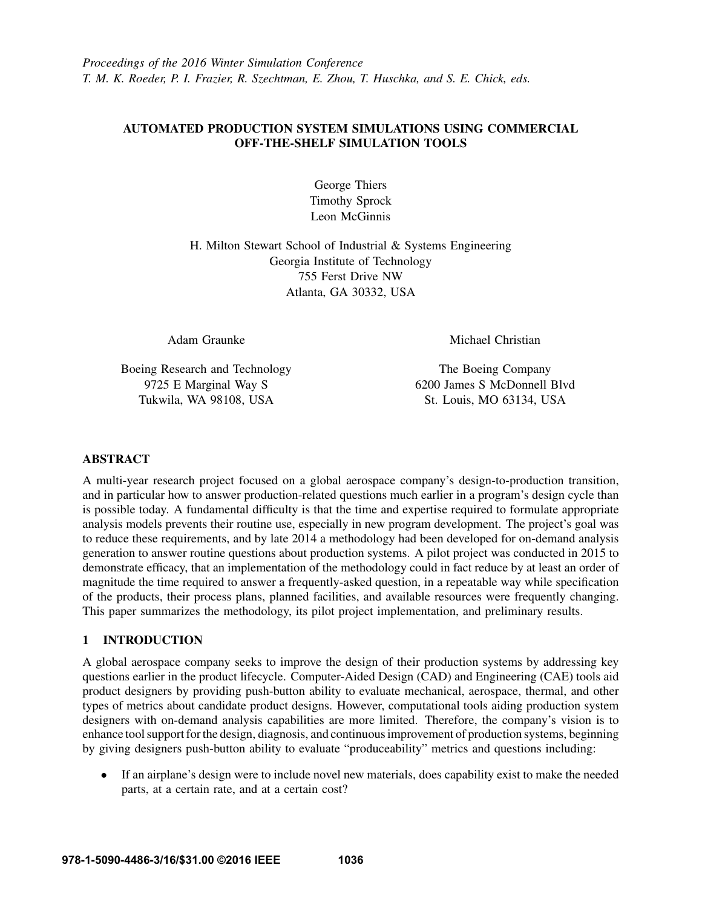*Proceedings of the 2016 Winter Simulation Conference*
*T. M. K. Roeder, P. I. Frazier, R. Szechtman, E. Zhou, T. Huschka, and S. E. Chick, eds.*

# AUTOMATED PRODUCTION SYSTEM SIMULATIONS USING COMMERCIAL OFF-THE-SHELF SIMULATION TOOLS

George Thiers
Timothy Sprock
Leon McGinnis

H. Milton Stewart School of Industrial & Systems Engineering
Georgia Institute of Technology
755 Ferst Drive NW
Atlanta, GA 30332, USA

Adam Graunke

Boeing Research and Technology
9725 E Marginal Way S
Tukwila, WA 98108, USA

Michael Christian

The Boeing Company
6200 James S McDonnell Blvd
St. Louis, MO 63134, USA

## ABSTRACT

A multi-year research project focused on a global aerospace company's design-to-production transition, and in particular how to answer production-related questions much earlier in a program's design cycle than is possible today. A fundamental difficulty is that the time and expertise required to formulate appropriate analysis models prevents their routine use, especially in new program development. The project's goal was to reduce these requirements, and by late 2014 a methodology had been developed for on-demand analysis generation to answer routine questions about production systems. A pilot project was conducted in 2015 to demonstrate efficacy, that an implementation of the methodology could in fact reduce by at least an order of magnitude the time required to answer a frequently-asked question, in a repeatable way while specification of the products, their process plans, planned facilities, and available resources were frequently changing. This paper summarizes the methodology, its pilot project implementation, and preliminary results.

## 1 INTRODUCTION

A global aerospace company seeks to improve the design of their production systems by addressing key questions earlier in the product lifecycle. Computer-Aided Design (CAD) and Engineering (CAE) tools aid product designers by providing push-button ability to evaluate mechanical, aerospace, thermal, and other types of metrics about candidate product designs. However, computational tools aiding production system designers with on-demand analysis capabilities are more limited. Therefore, the company's vision is to enhance tool support for the design, diagnosis, and continuous improvement of production systems, beginning by giving designers push-button ability to evaluate "produceability" metrics and questions including:

- If an airplane's design were to include novel new materials, does capability exist to make the needed parts, at a certain rate, and at a certain cost?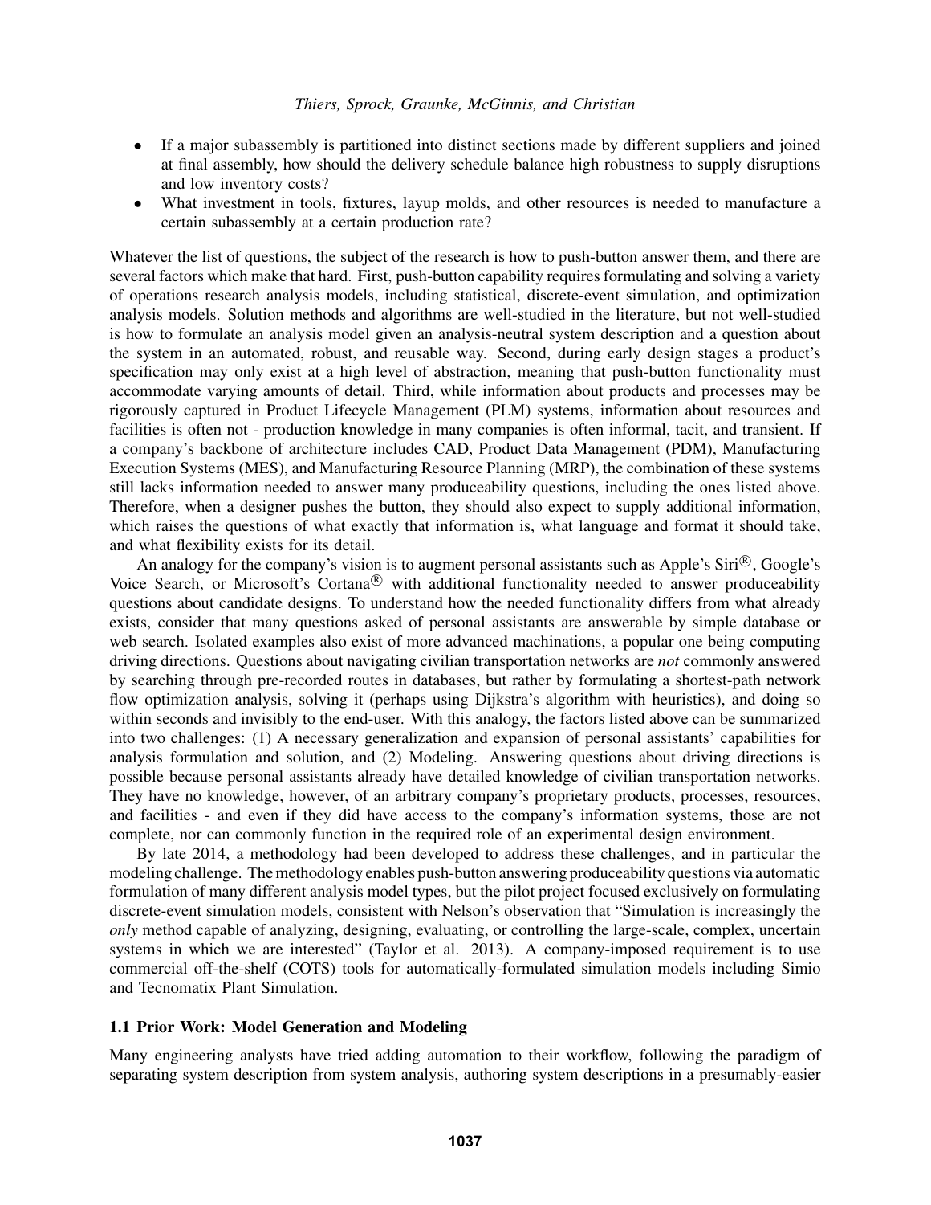- If a major subassembly is partitioned into distinct sections made by different suppliers and joined at final assembly, how should the delivery schedule balance high robustness to supply disruptions and low inventory costs?
- What investment in tools, fixtures, layup molds, and other resources is needed to manufacture a certain subassembly at a certain production rate?

Whatever the list of questions, the subject of the research is how to push-button answer them, and there are several factors which make that hard. First, push-button capability requires formulating and solving a variety of operations research analysis models, including statistical, discrete-event simulation, and optimization analysis models. Solution methods and algorithms are well-studied in the literature, but not well-studied is how to formulate an analysis model given an analysis-neutral system description and a question about the system in an automated, robust, and reusable way. Second, during early design stages a product's specification may only exist at a high level of abstraction, meaning that push-button functionality must accommodate varying amounts of detail. Third, while information about products and processes may be rigorously captured in Product Lifecycle Management (PLM) systems, information about resources and facilities is often not - production knowledge in many companies is often informal, tacit, and transient. If a company's backbone of architecture includes CAD, Product Data Management (PDM), Manufacturing Execution Systems (MES), and Manufacturing Resource Planning (MRP), the combination of these systems still lacks information needed to answer many produceability questions, including the ones listed above. Therefore, when a designer pushes the button, they should also expect to supply additional information, which raises the questions of what exactly that information is, what language and format it should take, and what flexibility exists for its detail.

An analogy for the company's vision is to augment personal assistants such as Apple's Siri®, Google's Voice Search, or Microsoft's Cortana® with additional functionality needed to answer produceability questions about candidate designs. To understand how the needed functionality differs from what already exists, consider that many questions asked of personal assistants are answerable by simple database or web search. Isolated examples also exist of more advanced machinations, a popular one being computing driving directions. Questions about navigating civilian transportation networks are *not* commonly answered by searching through pre-recorded routes in databases, but rather by formulating a shortest-path network flow optimization analysis, solving it (perhaps using Dijkstra's algorithm with heuristics), and doing so within seconds and invisibly to the end-user. With this analogy, the factors listed above can be summarized into two challenges: (1) A necessary generalization and expansion of personal assistants' capabilities for analysis formulation and solution, and (2) Modeling. Answering questions about driving directions is possible because personal assistants already have detailed knowledge of civilian transportation networks. They have no knowledge, however, of an arbitrary company's proprietary products, processes, resources, and facilities - and even if they did have access to the company's information systems, those are not complete, nor can commonly function in the required role of an experimental design environment.

By late 2014, a methodology had been developed to address these challenges, and in particular the modeling challenge. The methodology enables push-button answering produceability questions via automatic formulation of many different analysis model types, but the pilot project focused exclusively on formulating discrete-event simulation models, consistent with Nelson's observation that "Simulation is increasingly the *only* method capable of analyzing, designing, evaluating, or controlling the large-scale, complex, uncertain systems in which we are interested" (Taylor et al. 2013). A company-imposed requirement is to use commercial off-the-shelf (COTS) tools for automatically-formulated simulation models including Simio and Tecnomatix Plant Simulation.

### 1.1 Prior Work: Model Generation and Modeling

Many engineering analysts have tried adding automation to their workflow, following the paradigm of separating system description from system analysis, authoring system descriptions in a presumably-easier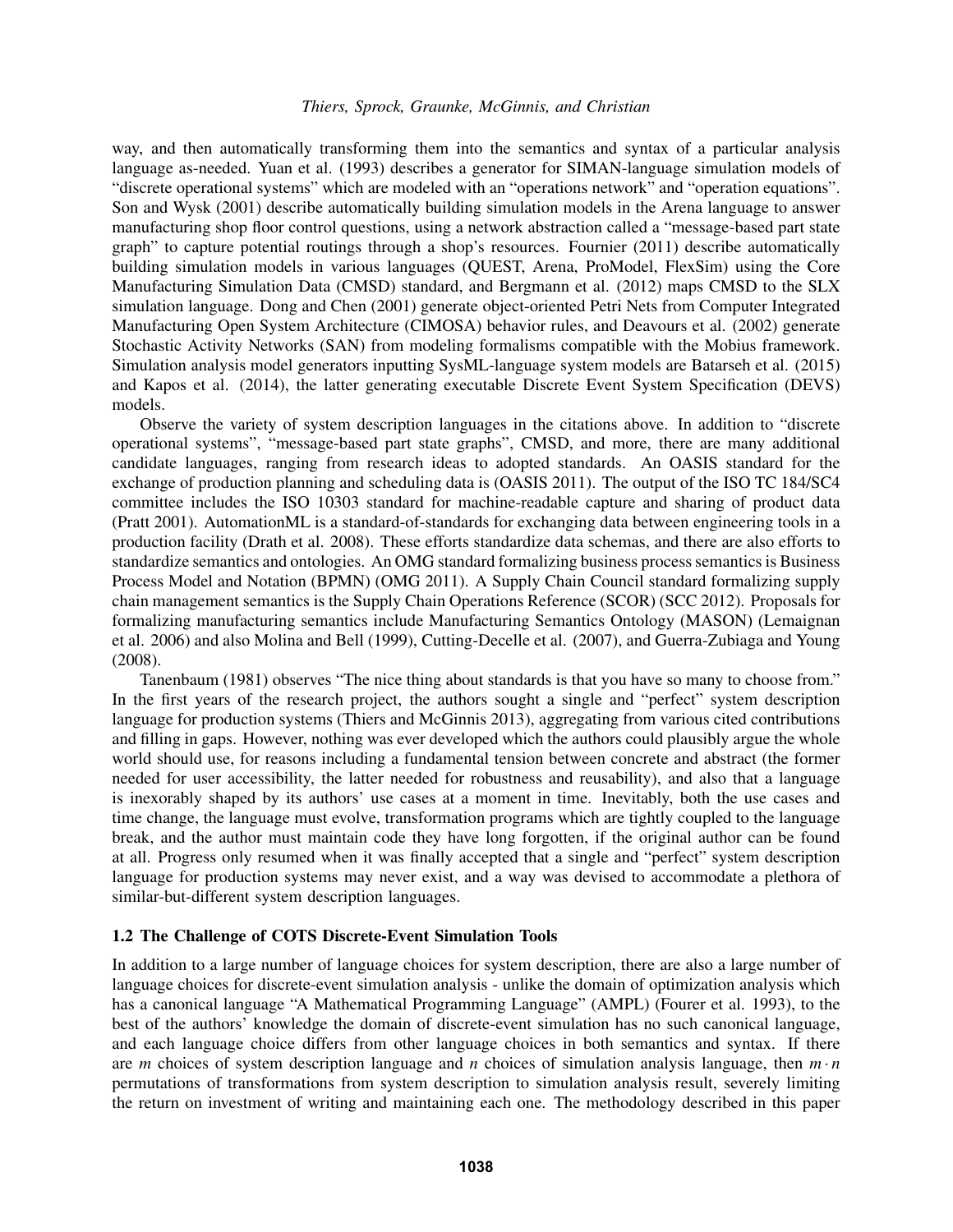way, and then automatically transforming them into the semantics and syntax of a particular analysis language as-needed. Yuan et al. (1993) describes a generator for SIMAN-language simulation models of "discrete operational systems" which are modeled with an "operations network" and "operation equations". Son and Wysk (2001) describe automatically building simulation models in the Arena language to answer manufacturing shop floor control questions, using a network abstraction called a "message-based part state graph" to capture potential routings through a shop's resources. Fournier (2011) describe automatically building simulation models in various languages (QUEST, Arena, ProModel, FlexSim) using the Core Manufacturing Simulation Data (CMSD) standard, and Bergmann et al. (2012) maps CMSD to the SLX simulation language. Dong and Chen (2001) generate object-oriented Petri Nets from Computer Integrated Manufacturing Open System Architecture (CIMOSA) behavior rules, and Deavours et al. (2002) generate Stochastic Activity Networks (SAN) from modeling formalisms compatible with the Mobius framework. Simulation analysis model generators inputting SysML-language system models are Batarseh et al. (2015) and Kapos et al. (2014), the latter generating executable Discrete Event System Specification (DEVS) models.

Observe the variety of system description languages in the citations above. In addition to "discrete operational systems", "message-based part state graphs", CMSD, and more, there are many additional candidate languages, ranging from research ideas to adopted standards. An OASIS standard for the exchange of production planning and scheduling data is (OASIS 2011). The output of the ISO TC 184/SC4 committee includes the ISO 10303 standard for machine-readable capture and sharing of product data (Pratt 2001). AutomationML is a standard-of-standards for exchanging data between engineering tools in a production facility (Drath et al. 2008). These efforts standardize data schemas, and there are also efforts to standardize semantics and ontologies. An OMG standard formalizing business process semantics is Business Process Model and Notation (BPMN) (OMG 2011). A Supply Chain Council standard formalizing supply chain management semantics is the Supply Chain Operations Reference (SCOR) (SCC 2012). Proposals for formalizing manufacturing semantics include Manufacturing Semantics Ontology (MASON) (Lemaignan et al. 2006) and also Molina and Bell (1999), Cutting-Decelle et al. (2007), and Guerra-Zubiaga and Young (2008).

Tanenbaum (1981) observes "The nice thing about standards is that you have so many to choose from." In the first years of the research project, the authors sought a single and "perfect" system description language for production systems (Thiers and McGinnis 2013), aggregating from various cited contributions and filling in gaps. However, nothing was ever developed which the authors could plausibly argue the whole world should use, for reasons including a fundamental tension between concrete and abstract (the former needed for user accessibility, the latter needed for robustness and reusability), and also that a language is inexorably shaped by its authors' use cases at a moment in time. Inevitably, both the use cases and time change, the language must evolve, transformation programs which are tightly coupled to the language break, and the author must maintain code they have long forgotten, if the original author can be found at all. Progress only resumed when it was finally accepted that a single and "perfect" system description language for production systems may never exist, and a way was devised to accommodate a plethora of similar-but-different system description languages.

### 1.2 The Challenge of COTS Discrete-Event Simulation Tools

In addition to a large number of language choices for system description, there are also a large number of language choices for discrete-event simulation analysis - unlike the domain of optimization analysis which has a canonical language "A Mathematical Programming Language" (AMPL) (Fourer et al. 1993), to the best of the authors' knowledge the domain of discrete-event simulation has no such canonical language, and each language choice differs from other language choices in both semantics and syntax. If there are $m$ choices of system description language and $n$ choices of simulation analysis language, then $m \cdot n$ permutations of transformations from system description to simulation analysis result, severely limiting the return on investment of writing and maintaining each one. The methodology described in this paper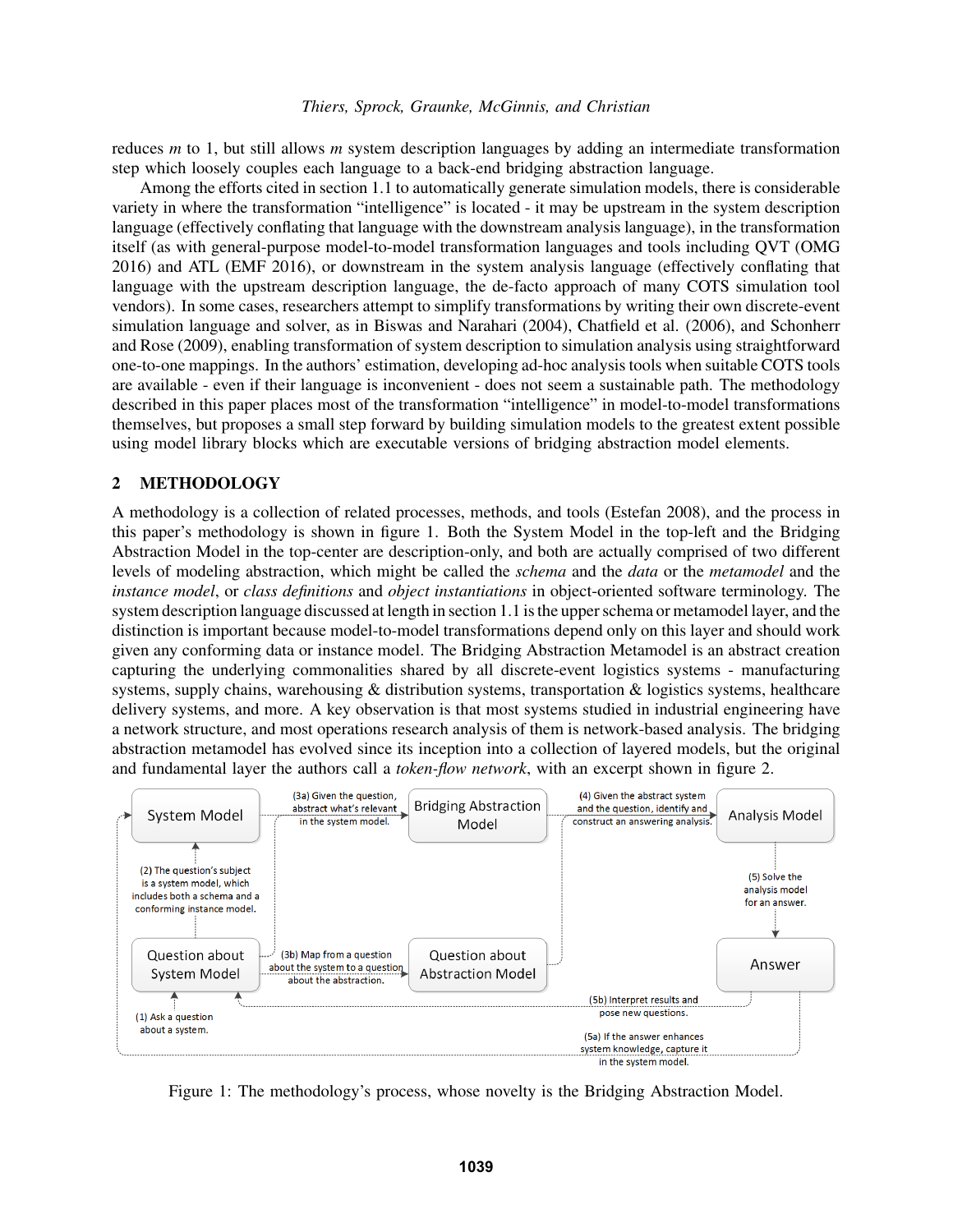reduces $m$ to 1, but still allows $m$ system description languages by adding an intermediate transformation step which loosely couples each language to a back-end bridging abstraction language.

Among the efforts cited in section 1.1 to automatically generate simulation models, there is considerable variety in where the transformation "intelligence" is located - it may be upstream in the system description language (effectively conflating that language with the downstream analysis language), in the transformation itself (as with general-purpose model-to-model transformation languages and tools including QVT (OMG 2016) and ATL (EMF 2016), or downstream in the system analysis language (effectively conflating that language with the upstream description language, the de-facto approach of many COTS simulation tool vendors). In some cases, researchers attempt to simplify transformations by writing their own discrete-event simulation language and solver, as in Biswas and Narahari (2004), Chatfield et al. (2006), and Schonherr and Rose (2009), enabling transformation of system description to simulation analysis using straightforward one-to-one mappings. In the authors' estimation, developing ad-hoc analysis tools when suitable COTS tools are available - even if their language is inconvenient - does not seem a sustainable path. The methodology described in this paper places most of the transformation "intelligence" in model-to-model transformations themselves, but proposes a small step forward by building simulation models to the greatest extent possible using model library blocks which are executable versions of bridging abstraction model elements.

## 2 METHODOLOGY

A methodology is a collection of related processes, methods, and tools (Estefan 2008), and the process in this paper's methodology is shown in figure 1. Both the System Model in the top-left and the Bridging Abstraction Model in the top-center are description-only, and both are actually comprised of two different levels of modeling abstraction, which might be called the *schema* and the *data* or the *metamodel* and the *instance model*, or *class definitions* and *object instantiations* in object-oriented software terminology. The system description language discussed at length in section 1.1 is the upper schema or metamodel layer, and the distinction is important because model-to-model transformations depend only on this layer and should work given any conforming data or instance model. The Bridging Abstraction Metamodel is an abstract creation capturing the underlying commonalities shared by all discrete-event logistics systems - manufacturing systems, supply chains, warehousing & distribution systems, transportation & logistics systems, healthcare delivery systems, and more. A key observation is that most systems studied in industrial engineering have a network structure, and most operations research analysis of them is network-based analysis. The bridging abstraction metamodel has evolved since its inception into a collection of layered models, but the original and fundamental layer the authors call a *token-flow network*, with an excerpt shown in figure 2.

System Model | (3a) Given the question, abstract what's relevant in the system model. | Bridging Abstraction Model | (4) Given the abstract system and the question, identify and construct an answering analysis. | Analysis Model

(2) The question's subject is a system model, which includes both a schema and a conforming instance model.

(5) Solve the analysis model for an answer.

Question about System Model | (3b) Map from a question about the system to a question about the abstraction. | Question about Abstraction Model | Answer

(1) Ask a question about a system.

(5b) Interpret results and pose new questions.

(5a) If the answer enhances system knowledge, capture it in the system model.

Figure 1: The methodology's process, whose novelty is the Bridging Abstraction Model.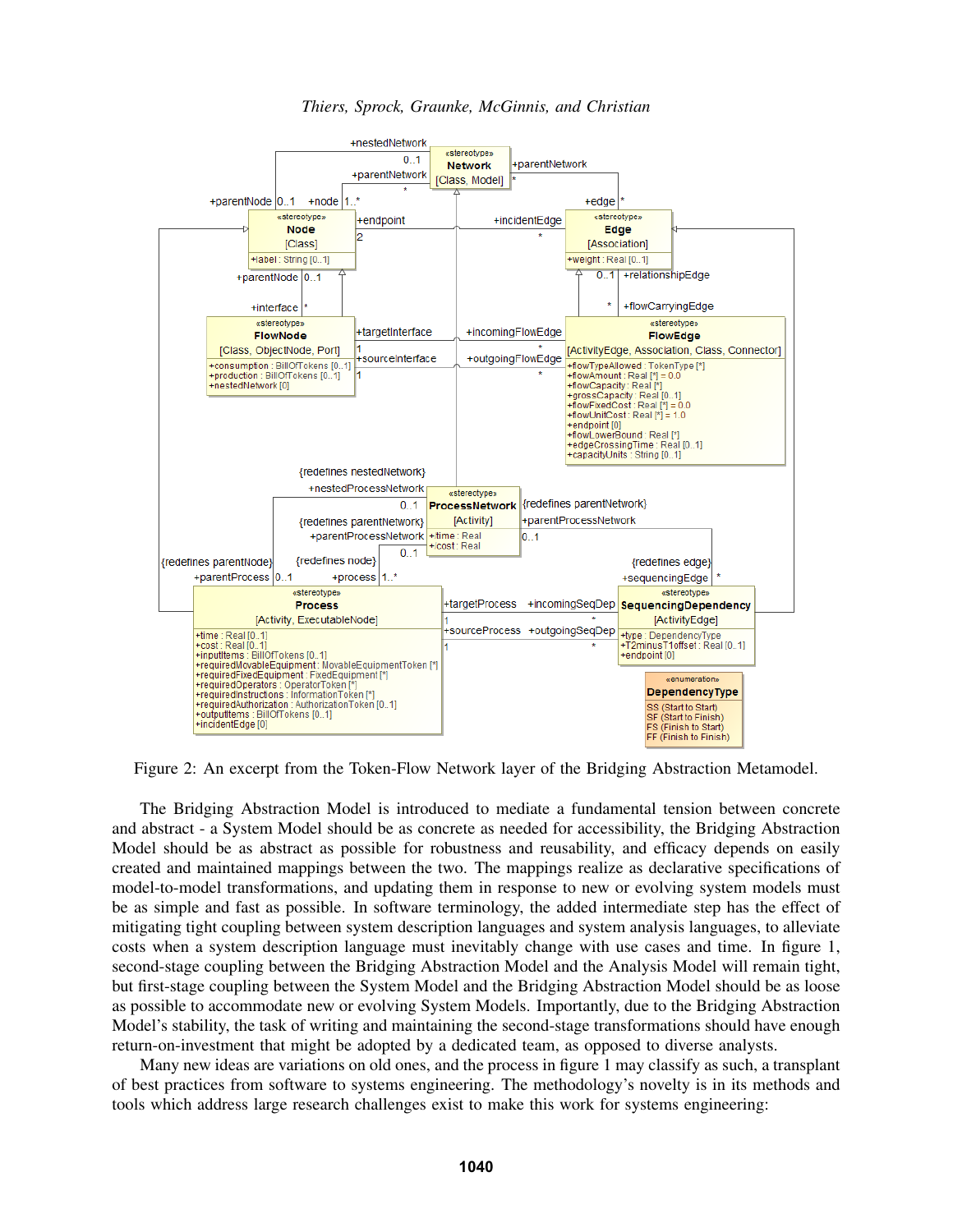Figure 2: An excerpt from the Token-Flow Network layer of the Bridging Abstraction Metamodel.

The Bridging Abstraction Model is introduced to mediate a fundamental tension between concrete and abstract - a System Model should be as concrete as needed for accessibility, the Bridging Abstraction Model should be as abstract as possible for robustness and reusability, and efficacy depends on easily created and maintained mappings between the two. The mappings realize as declarative specifications of model-to-model transformations, and updating them in response to new or evolving system models must be as simple and fast as possible. In software terminology, the added intermediate step has the effect of mitigating tight coupling between system description languages and system analysis languages, to alleviate costs when a system description language must inevitably change with use cases and time. In figure 1, second-stage coupling between the Bridging Abstraction Model and the Analysis Model will remain tight, but first-stage coupling between the System Model and the Bridging Abstraction Model should be as loose as possible to accommodate new or evolving System Models. Importantly, due to the Bridging Abstraction Model's stability, the task of writing and maintaining the second-stage transformations should have enough return-on-investment that might be adopted by a dedicated team, as opposed to diverse analysts.

Many new ideas are variations on old ones, and the process in figure 1 may classify as such, a transplant of best practices from software to systems engineering. The methodology's novelty is in its methods and tools which address large research challenges exist to make this work for systems engineering: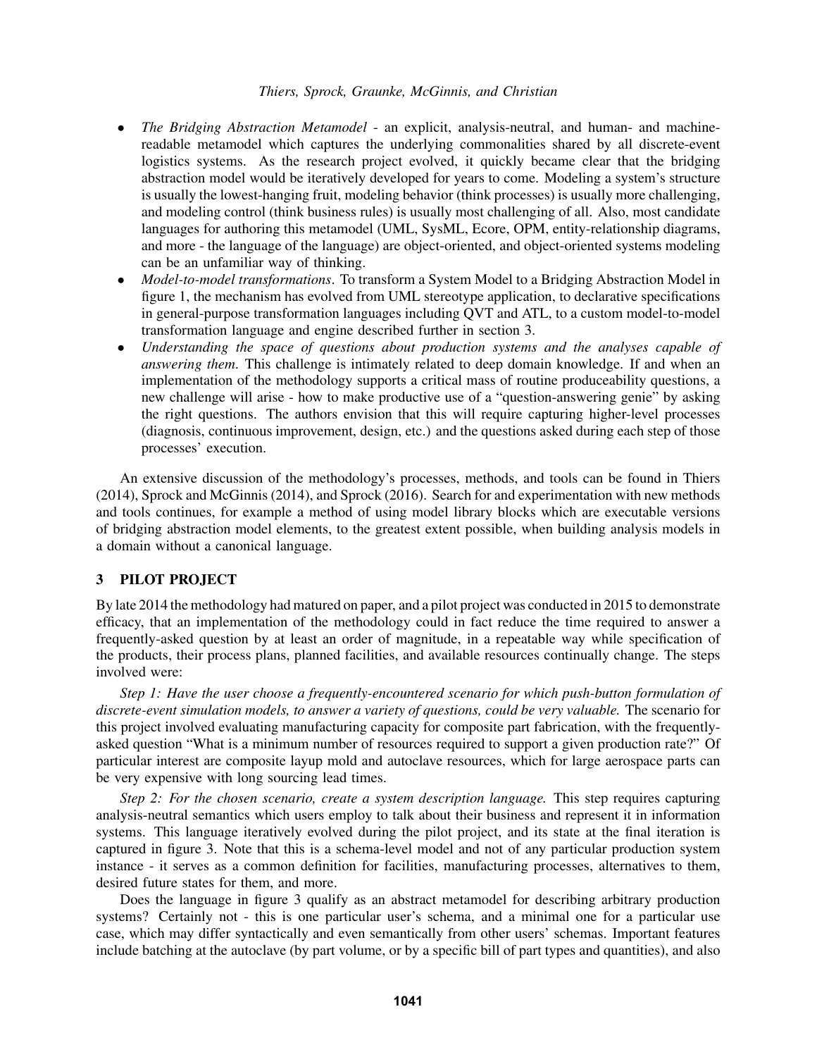- *The Bridging Abstraction Metamodel* - an explicit, analysis-neutral, and human- and machine-readable metamodel which captures the underlying commonalities shared by all discrete-event logistics systems. As the research project evolved, it quickly became clear that the bridging abstraction model would be iteratively developed for years to come. Modeling a system's structure is usually the lowest-hanging fruit, modeling behavior (think processes) is usually more challenging, and modeling control (think business rules) is usually most challenging of all. Also, most candidate languages for authoring this metamodel (UML, SysML, Ecore, OPM, entity-relationship diagrams, and more - the language of the language) are object-oriented, and object-oriented systems modeling can be an unfamiliar way of thinking.
- *Model-to-model transformations*. To transform a System Model to a Bridging Abstraction Model in figure 1, the mechanism has evolved from UML stereotype application, to declarative specifications in general-purpose transformation languages including QVT and ATL, to a custom model-to-model transformation language and engine described further in section 3.
- *Understanding the space of questions about production systems and the analyses capable of answering them.* This challenge is intimately related to deep domain knowledge. If and when an implementation of the methodology supports a critical mass of routine produceability questions, a new challenge will arise - how to make productive use of a "question-answering genie" by asking the right questions. The authors envision that this will require capturing higher-level processes (diagnosis, continuous improvement, design, etc.) and the questions asked during each step of those processes' execution.

An extensive discussion of the methodology's processes, methods, and tools can be found in Thiers (2014), Sprock and McGinnis (2014), and Sprock (2016). Search for and experimentation with new methods and tools continues, for example a method of using model library blocks which are executable versions of bridging abstraction model elements, to the greatest extent possible, when building analysis models in a domain without a canonical language.

## 3 PILOT PROJECT

By late 2014 the methodology had matured on paper, and a pilot project was conducted in 2015 to demonstrate efficacy, that an implementation of the methodology could in fact reduce the time required to answer a frequently-asked question by at least an order of magnitude, in a repeatable way while specification of the products, their process plans, planned facilities, and available resources continually change. The steps involved were:

*Step 1: Have the user choose a frequently-encountered scenario for which push-button formulation of discrete-event simulation models, to answer a variety of questions, could be very valuable.* The scenario for this project involved evaluating manufacturing capacity for composite part fabrication, with the frequently-asked question "What is a minimum number of resources required to support a given production rate?" Of particular interest are composite layup mold and autoclave resources, which for large aerospace parts can be very expensive with long sourcing lead times.

*Step 2: For the chosen scenario, create a system description language.* This step requires capturing analysis-neutral semantics which users employ to talk about their business and represent it in information systems. This language iteratively evolved during the pilot project, and its state at the final iteration is captured in figure 3. Note that this is a schema-level model and not of any particular production system instance - it serves as a common definition for facilities, manufacturing processes, alternatives to them, desired future states for them, and more.

Does the language in figure 3 qualify as an abstract metamodel for describing arbitrary production systems? Certainly not - this is one particular user's schema, and a minimal one for a particular use case, which may differ syntactically and even semantically from other users' schemas. Important features include batching at the autoclave (by part volume, or by a specific bill of part types and quantities), and also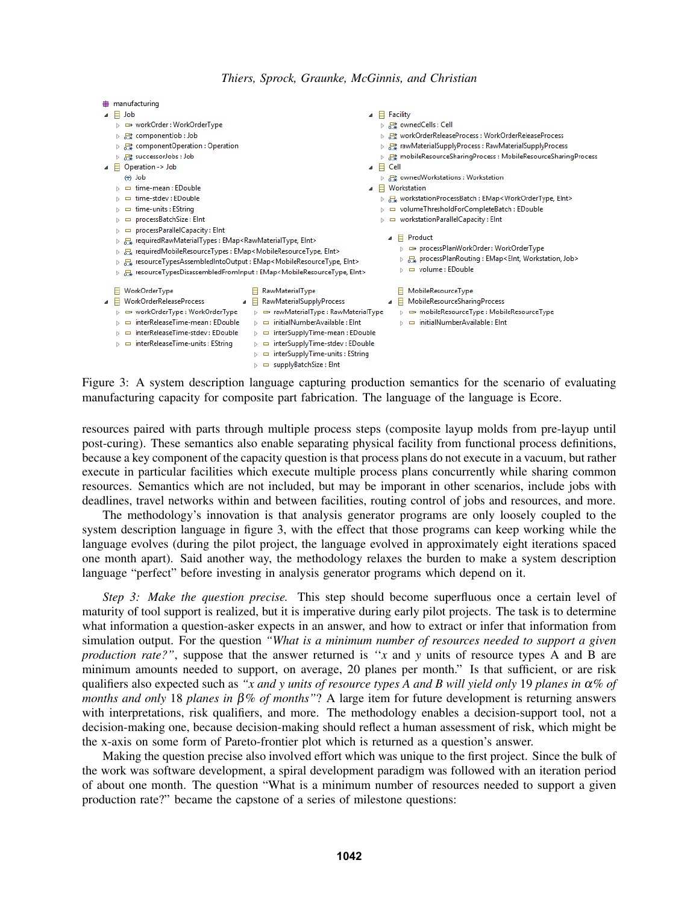manufacturing

Job
- workOrder : WorkOrderType
- componentJob : Job
- componentOperation : Operation
- successorJobs : Job

Operation -> Job
- Job
- time-mean : EDouble
- time-stdev : EDouble
- time-units : EString
- processBatchSize : EInt
- processParallelCapacity : EInt
- requiredRawMaterialTypes : EMap<RawMaterialType, EInt>
- requiredMobileResourceTypes : EMap<MobileResourceType, EInt>
- resourceTypesAssembledIntoOutput : EMap<MobileResourceType, EInt>
- resourceTypesDisassembledFromInput : EMap<MobileResourceType, EInt>

Facility
- ownedCells : Cell
- workOrderReleaseProcess : WorkOrderReleaseProcess
- rawMaterialSupplyProcess : RawMaterialSupplyProcess
- mobileResourceSharingProcess : MobileResourceSharingProcess

Cell
- ownedWorkstations : Workstation

Workstation
- workstationProcessBatch : EMap<WorkOrderType, EInt>
- volumeThresholdForCompleteBatch : EDouble
- workstationParallelCapacity : EInt

Product
- processPlanWorkOrder : WorkOrderType
- processPlanRouting : EMap<EInt, Workstation, Job>
- volume : EDouble

WorkOrderType

WorkOrderReleaseProcess
- workOrderType : WorkOrderType
- interReleaseTime-mean : EDouble
- interReleaseTime-stdev : EDouble
- interReleaseTime-units : EString

RawMaterialType

RawMaterialSupplyProcess
- rawMaterialType : RawMaterialType
- initialNumberAvailable : EInt
- interSupplyTime-mean : EDouble
- interSupplyTime-stdev : EDouble
- interSupplyTime-units : EString
- supplyBatchSize : EInt

MobileResourceType

MobileResourceSharingProcess
- mobileResourceType : MobileResourceType
- initialNumberAvailable : EInt

Figure 3: A system description language capturing production semantics for the scenario of evaluating manufacturing capacity for composite part fabrication. The language of the language is Ecore.

resources paired with parts through multiple process steps (composite layup molds from pre-layup until post-curing). These semantics also enable separating physical facility from functional process definitions, because a key component of the capacity question is that process plans do not execute in a vacuum, but rather execute in particular facilities which execute multiple process plans concurrently while sharing common resources. Semantics which are not included, but may be imporant in other scenarios, include jobs with deadlines, travel networks within and between facilities, routing control of jobs and resources, and more.

The methodology's innovation is that analysis generator programs are only loosely coupled to the system description language in figure 3, with the effect that those programs can keep working while the language evolves (during the pilot project, the language evolved in approximately eight iterations spaced one month apart). Said another way, the methodology relaxes the burden to make a system description language "perfect" before investing in analysis generator programs which depend on it.

*Step 3: Make the question precise.* This step should become superfluous once a certain level of maturity of tool support is realized, but it is imperative during early pilot projects. The task is to determine what information a question-asker expects in an answer, and how to extract or infer that information from simulation output. For the question *"What is a minimum number of resources needed to support a given production rate?"*, suppose that the answer returned is "$x$ and $y$ units of resource types A and B are minimum amounts needed to support, on average, 20 planes per month." Is that sufficient, or are risk qualifiers also expected such as *"x and y units of resource types A and B will yield only* 19 *planes in* $\alpha$*% of months and only* 18 *planes in* $\beta$*% of months"*? A large item for future development is returning answers with interpretations, risk qualifiers, and more. The methodology enables a decision-support tool, not a decision-making one, because decision-making should reflect a human assessment of risk, which might be the x-axis on some form of Pareto-frontier plot which is returned as a question's answer.

Making the question precise also involved effort which was unique to the first project. Since the bulk of the work was software development, a spiral development paradigm was followed with an iteration period of about one month. The question "What is a minimum number of resources needed to support a given production rate?" became the capstone of a series of milestone questions: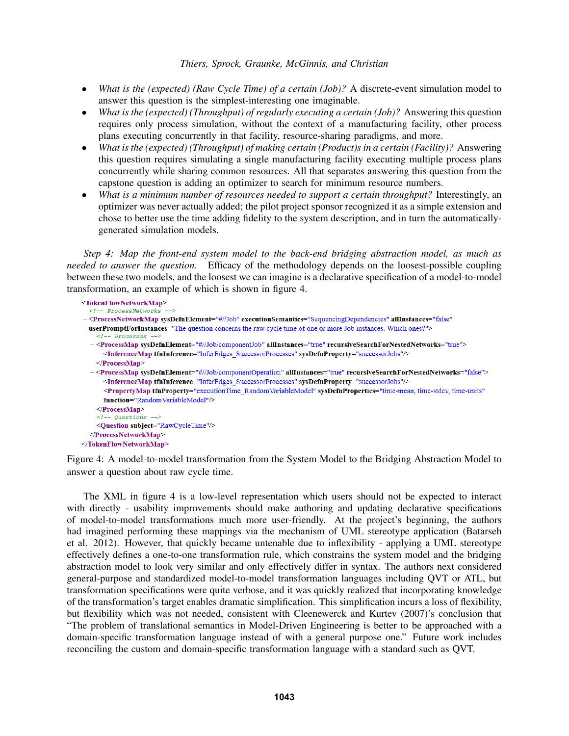- *What is the (expected) (Raw Cycle Time) of a certain (Job)?* A discrete-event simulation model to answer this question is the simplest-interesting one imaginable.
- *What is the (expected) (Throughput) of regularly executing a certain (Job)?* Answering this question requires only process simulation, without the context of a manufacturing facility, other process plans executing concurrently in that facility, resource-sharing paradigms, and more.
- *What is the (expected) (Throughput) of making certain (Product)s in a certain (Facility)?* Answering this question requires simulating a single manufacturing facility executing multiple process plans concurrently while sharing common resources. All that separates answering this question from the capstone question is adding an optimizer to search for minimum resource numbers.
- *What is a minimum number of resources needed to support a certain throughput?* Interestingly, an optimizer was never actually added; the pilot project sponsor recognized it as a simple extension and chose to better use the time adding fidelity to the system description, and in turn the automatically-generated simulation models.

*Step 4: Map the front-end system model to the back-end bridging abstraction model, as much as needed to answer the question.* Efficacy of the methodology depends on the loosest-possible coupling between these two models, and the loosest we can imagine is a declarative specification of a model-to-model transformation, an example of which is shown in figure 4.

```
<TokenFlowNetworkMap>
  <!-- ProcessNetworks -->
 - <ProcessNetworkMap sysDefnElement="#//Job" executionSemantics="SequencingDependencies" allInstances="false"
   userPromptForInstances="The question concerns the raw cycle time of one or more Job instances. Which ones?">
    <!-- Processes -->
  - <ProcessMap sysDefnElement="#//Job/componentJob" allInstances="true" recursiveSearchForNestedNetworks="true">
      <InferenceMap tfnInference="InferEdges_SuccessorProcesses" sysDefnProperty="successorJobs"/>
    </ProcessMap>
  - <ProcessMap sysDefnElement="#//Job/componentOperation" allInstances="true" recursiveSearchForNestedNetworks="false">
      <InferenceMap tfnInference="InferEdges_SuccessorProcesses" sysDefnProperty="successorJobs"/>
      <PropertyMap tfnProperty="executionTime_RandomVariableModel" sysDefnProperties="time-mean, time-stdev, time-units"
      function="RandomVariableModel"/>
    </ProcessMap>
    <!-- Questions -->
    <Question subject="RawCycleTime"/>
  </ProcessNetworkMap>
</TokenFlowNetworkMap>
```

Figure 4: A model-to-model transformation from the System Model to the Bridging Abstraction Model to answer a question about raw cycle time.

The XML in figure 4 is a low-level representation which users should not be expected to interact with directly - usability improvements should make authoring and updating declarative specifications of model-to-model transformations much more user-friendly. At the project's beginning, the authors had imagined performing these mappings via the mechanism of UML stereotype application (Batarseh et al. 2012). However, that quickly became untenable due to inflexibility - applying a UML stereotype effectively defines a one-to-one transformation rule, which constrains the system model and the bridging abstraction model to look very similar and only effectively differ in syntax. The authors next considered general-purpose and standardized model-to-model transformation languages including QVT or ATL, but transformation specifications were quite verbose, and it was quickly realized that incorporating knowledge of the transformation's target enables dramatic simplification. This simplification incurs a loss of flexibility, but flexibility which was not needed, consistent with Cleenewerck and Kurtev (2007)'s conclusion that "The problem of translational semantics in Model-Driven Engineering is better to be approached with a domain-specific transformation language instead of with a general purpose one." Future work includes reconciling the custom and domain-specific transformation language with a standard such as QVT.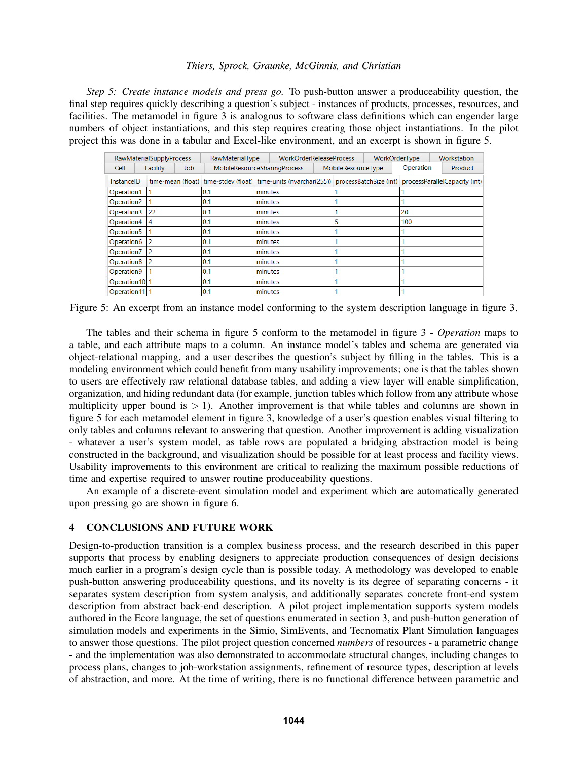*Step 5: Create instance models and press go.* To push-button answer a produceability question, the final step requires quickly describing a question's subject - instances of products, processes, resources, and facilities. The metamodel in figure 3 is analogous to software class definitions which can engender large numbers of object instantiations, and this step requires creating those object instantiations. In the pilot project this was done in a tabular and Excel-like environment, and an excerpt is shown in figure 5.

| RawMaterialSupplyProcess | RawMaterialType | WorkOrderReleaseProcess | WorkOrderType | Workstation |
|---|---|---|---|---|

| Cell | Facility | Job | MobileResourceSharingProcess | MobileResourceType | Operation | Product |
|---|---|---|---|---|---|---|

| InstanceID | time-mean (float) | time-stdev (float) | time-units (nvarchar(255)) | processBatchSize (int) | processParallelCapacity (int) |
|---|---|---|---|---|---|
| Operation1 | 1 | 0.1 | minutes | 1 | 1 |
| Operation2 | 1 | 0.1 | minutes | 1 | 1 |
| Operation3 | 22 | 0.1 | minutes | 1 | 20 |
| Operation4 | 4 | 0.1 | minutes | 5 | 100 |
| Operation5 | 1 | 0.1 | minutes | 1 | 1 |
| Operation6 | 2 | 0.1 | minutes | 1 | 1 |
| Operation7 | 2 | 0.1 | minutes | 1 | 1 |
| Operation8 | 2 | 0.1 | minutes | 1 | 1 |
| Operation9 | 1 | 0.1 | minutes | 1 | 1 |
| Operation10 | 1 | 0.1 | minutes | 1 | 1 |
| Operation11 | 1 | 0.1 | minutes | 1 | 1 |

Figure 5: An excerpt from an instance model conforming to the system description language in figure 3.

The tables and their schema in figure 5 conform to the metamodel in figure 3 - *Operation* maps to a table, and each attribute maps to a column. An instance model's tables and schema are generated via object-relational mapping, and a user describes the question's subject by filling in the tables. This is a modeling environment which could benefit from many usability improvements; one is that the tables shown to users are effectively raw relational database tables, and adding a view layer will enable simplification, organization, and hiding redundant data (for example, junction tables which follow from any attribute whose multiplicity upper bound is $> 1$). Another improvement is that while tables and columns are shown in figure 5 for each metamodel element in figure 3, knowledge of a user's question enables visual filtering to only tables and columns relevant to answering that question. Another improvement is adding visualization - whatever a user's system model, as table rows are populated a bridging abstraction model is being constructed in the background, and visualization should be possible for at least process and facility views. Usability improvements to this environment are critical to realizing the maximum possible reductions of time and expertise required to answer routine produceability questions.

An example of a discrete-event simulation model and experiment which are automatically generated upon pressing go are shown in figure 6.

## 4 CONCLUSIONS AND FUTURE WORK

Design-to-production transition is a complex business process, and the research described in this paper supports that process by enabling designers to appreciate production consequences of design decisions much earlier in a program's design cycle than is possible today. A methodology was developed to enable push-button answering produceability questions, and its novelty is its degree of separating concerns - it separates system description from system analysis, and additionally separates concrete front-end system description from abstract back-end description. A pilot project implementation supports system models authored in the Ecore language, the set of questions enumerated in section 3, and push-button generation of simulation models and experiments in the Simio, SimEvents, and Tecnomatix Plant Simulation languages to answer those questions. The pilot project question concerned *numbers* of resources - a parametric change - and the implementation was also demonstrated to accommodate structural changes, including changes to process plans, changes to job-workstation assignments, refinement of resource types, description at levels of abstraction, and more. At the time of writing, there is no functional difference between parametric and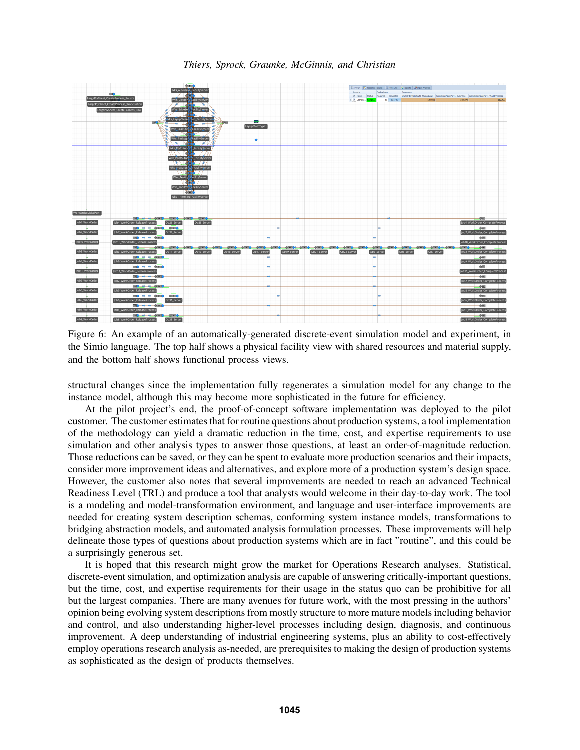Figure 6: An example of an automatically-generated discrete-event simulation model and experiment, in the Simio language. The top half shows a physical facility view with shared resources and material supply, and the bottom half shows functional process views.

structural changes since the implementation fully regenerates a simulation model for any change to the instance model, although this may become more sophisticated in the future for efficiency.

At the pilot project's end, the proof-of-concept software implementation was deployed to the pilot customer. The customer estimates that for routine questions about production systems, a tool implementation of the methodology can yield a dramatic reduction in the time, cost, and expertise requirements to use simulation and other analysis types to answer those questions, at least an order-of-magnitude reduction. Those reductions can be saved, or they can be spent to evaluate more production scenarios and their impacts, consider more improvement ideas and alternatives, and explore more of a production system's design space. However, the customer also notes that several improvements are needed to reach an advanced Technical Readiness Level (TRL) and produce a tool that analysts would welcome in their day-to-day work. The tool is a modeling and model-transformation environment, and language and user-interface improvements are needed for creating system description schemas, conforming system instance models, transformations to bridging abstraction models, and automated analysis formulation processes. These improvements will help delineate those types of questions about production systems which are in fact "routine", and this could be a surprisingly generous set.

It is hoped that this research might grow the market for Operations Research analyses. Statistical, discrete-event simulation, and optimization analysis are capable of answering critically-important questions, but the time, cost, and expertise requirements for their usage in the status quo can be prohibitive for all but the largest companies. There are many avenues for future work, with the most pressing in the authors' opinion being evolving system descriptions from mostly structure to more mature models including behavior and control, and also understanding higher-level processes including design, diagnosis, and continuous improvement. A deep understanding of industrial engineering systems, plus an ability to cost-effectively employ operations research analysis as-needed, are prerequisites to making the design of production systems as sophisticated as the design of products themselves.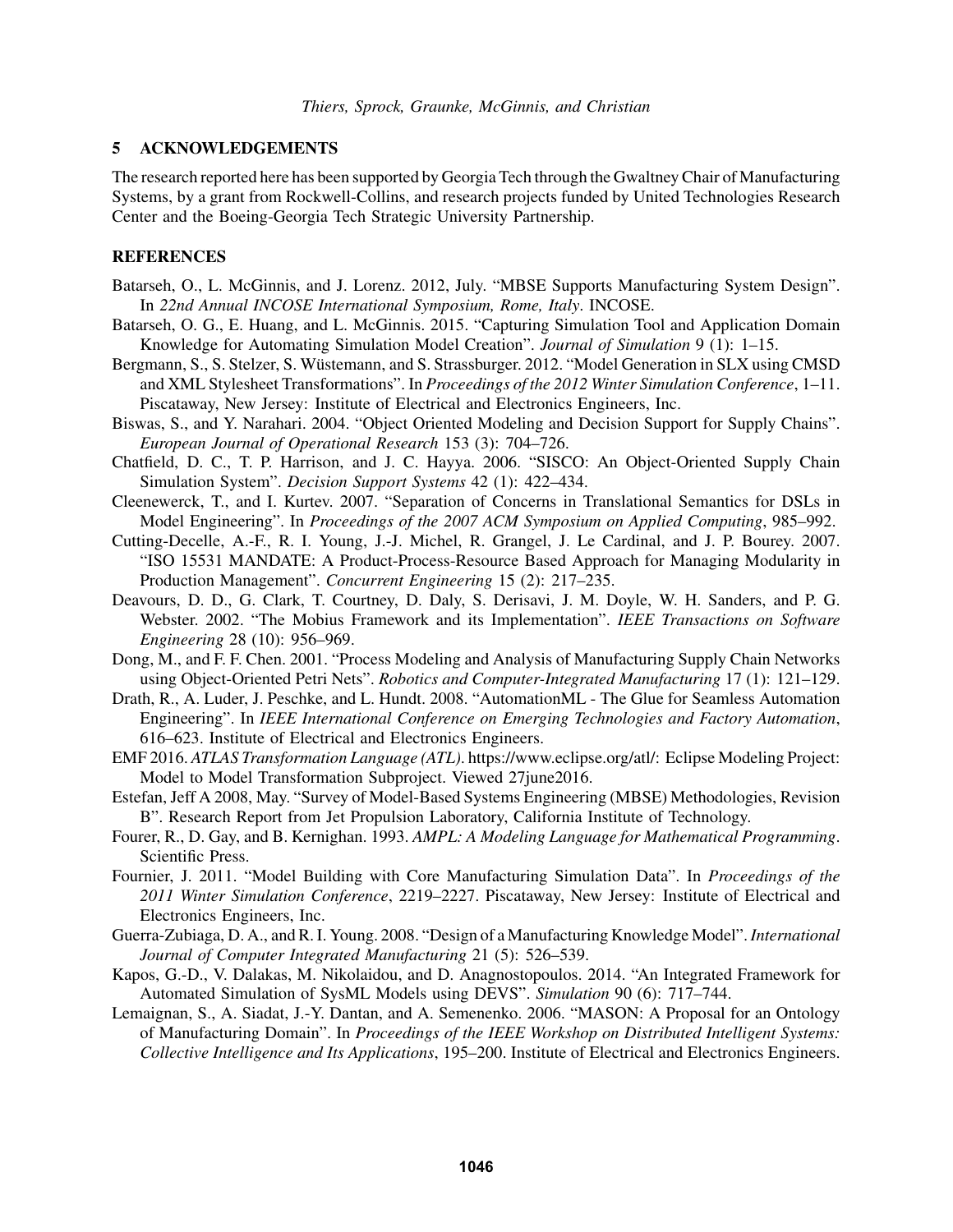## 5 ACKNOWLEDGEMENTS

The research reported here has been supported by Georgia Tech through the Gwaltney Chair of Manufacturing Systems, by a grant from Rockwell-Collins, and research projects funded by United Technologies Research Center and the Boeing-Georgia Tech Strategic University Partnership.

## REFERENCES

Batarseh, O., L. McGinnis, and J. Lorenz. 2012, July. "MBSE Supports Manufacturing System Design". In *22nd Annual INCOSE International Symposium, Rome, Italy*. INCOSE.

Batarseh, O. G., E. Huang, and L. McGinnis. 2015. "Capturing Simulation Tool and Application Domain Knowledge for Automating Simulation Model Creation". *Journal of Simulation* 9 (1): 1–15.

Bergmann, S., S. Stelzer, S. Wüstemann, and S. Strassburger. 2012. "Model Generation in SLX using CMSD and XML Stylesheet Transformations". In *Proceedings of the 2012 Winter Simulation Conference*, 1–11. Piscataway, New Jersey: Institute of Electrical and Electronics Engineers, Inc.

Biswas, S., and Y. Narahari. 2004. "Object Oriented Modeling and Decision Support for Supply Chains". *European Journal of Operational Research* 153 (3): 704–726.

Chatfield, D. C., T. P. Harrison, and J. C. Hayya. 2006. "SISCO: An Object-Oriented Supply Chain Simulation System". *Decision Support Systems* 42 (1): 422–434.

Cleenewerck, T., and I. Kurtev. 2007. "Separation of Concerns in Translational Semantics for DSLs in Model Engineering". In *Proceedings of the 2007 ACM Symposium on Applied Computing*, 985–992.

Cutting-Decelle, A.-F., R. I. Young, J.-J. Michel, R. Grangel, J. Le Cardinal, and J. P. Bourey. 2007. "ISO 15531 MANDATE: A Product-Process-Resource Based Approach for Managing Modularity in Production Management". *Concurrent Engineering* 15 (2): 217–235.

Deavours, D. D., G. Clark, T. Courtney, D. Daly, S. Derisavi, J. M. Doyle, W. H. Sanders, and P. G. Webster. 2002. "The Mobius Framework and its Implementation". *IEEE Transactions on Software Engineering* 28 (10): 956–969.

Dong, M., and F. F. Chen. 2001. "Process Modeling and Analysis of Manufacturing Supply Chain Networks using Object-Oriented Petri Nets". *Robotics and Computer-Integrated Manufacturing* 17 (1): 121–129.

Drath, R., A. Luder, J. Peschke, and L. Hundt. 2008. "AutomationML - The Glue for Seamless Automation Engineering". In *IEEE International Conference on Emerging Technologies and Factory Automation*, 616–623. Institute of Electrical and Electronics Engineers.

EMF 2016. *ATLAS Transformation Language (ATL)*. https://www.eclipse.org/atl/: Eclipse Modeling Project: Model to Model Transformation Subproject. Viewed 27june2016.

Estefan, Jeff A 2008, May. "Survey of Model-Based Systems Engineering (MBSE) Methodologies, Revision B". Research Report from Jet Propulsion Laboratory, California Institute of Technology.

Fourer, R., D. Gay, and B. Kernighan. 1993. *AMPL: A Modeling Language for Mathematical Programming*. Scientific Press.

Fournier, J. 2011. "Model Building with Core Manufacturing Simulation Data". In *Proceedings of the 2011 Winter Simulation Conference*, 2219–2227. Piscataway, New Jersey: Institute of Electrical and Electronics Engineers, Inc.

Guerra-Zubiaga, D. A., and R. I. Young. 2008. "Design of a Manufacturing Knowledge Model". *International Journal of Computer Integrated Manufacturing* 21 (5): 526–539.

Kapos, G.-D., V. Dalakas, M. Nikolaidou, and D. Anagnostopoulos. 2014. "An Integrated Framework for Automated Simulation of SysML Models using DEVS". *Simulation* 90 (6): 717–744.

Lemaignan, S., A. Siadat, J.-Y. Dantan, and A. Semenenko. 2006. "MASON: A Proposal for an Ontology of Manufacturing Domain". In *Proceedings of the IEEE Workshop on Distributed Intelligent Systems: Collective Intelligence and Its Applications*, 195–200. Institute of Electrical and Electronics Engineers.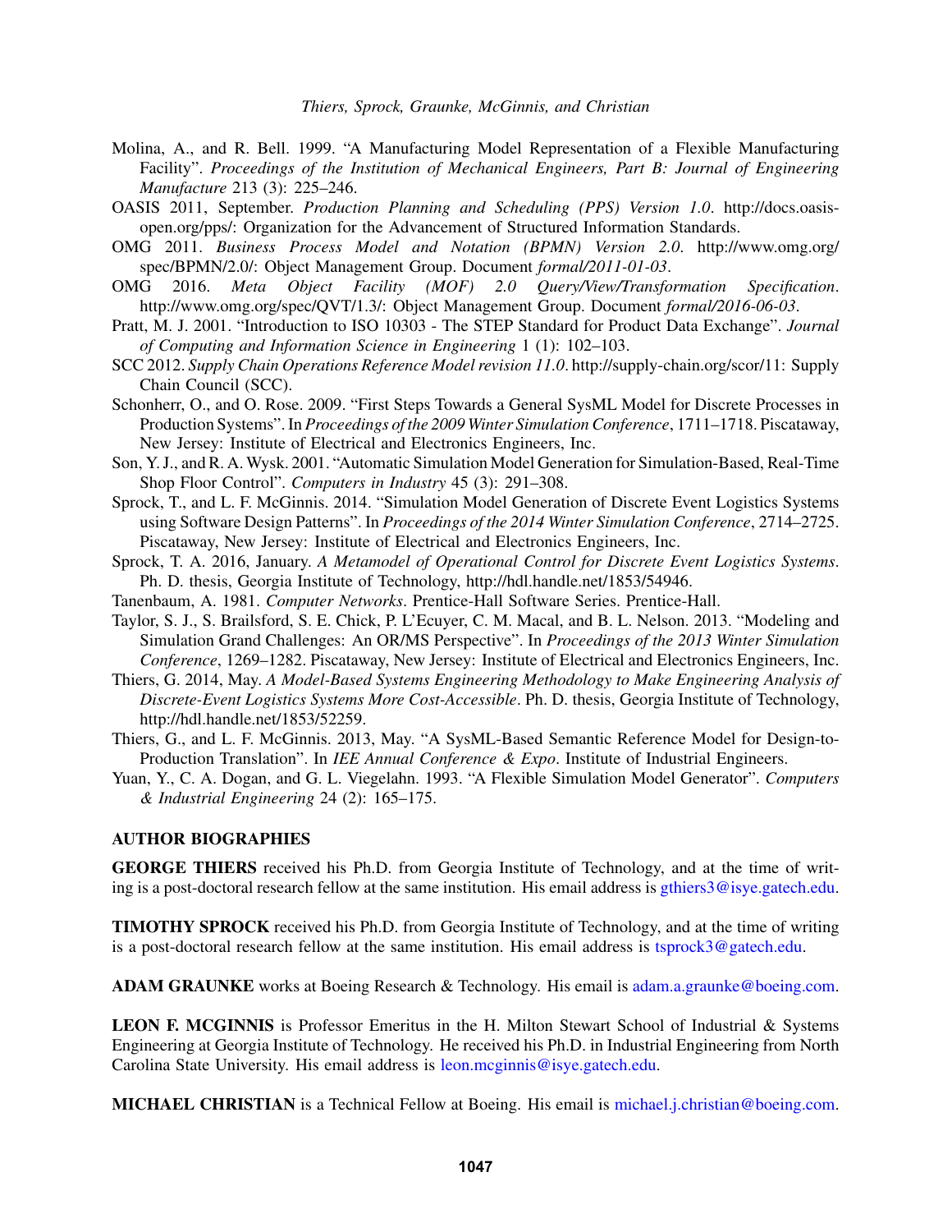Molina, A., and R. Bell. 1999. "A Manufacturing Model Representation of a Flexible Manufacturing Facility". *Proceedings of the Institution of Mechanical Engineers, Part B: Journal of Engineering Manufacture* 213 (3): 225–246.

OASIS 2011, September. *Production Planning and Scheduling (PPS) Version 1.0*. http://docs.oasis-open.org/pps/: Organization for the Advancement of Structured Information Standards.

OMG 2011. *Business Process Model and Notation (BPMN) Version 2.0*. http://www.omg.org/spec/BPMN/2.0/: Object Management Group. Document *formal/2011-01-03*.

OMG 2016. *Meta Object Facility (MOF) 2.0 Query/View/Transformation Specification*. http://www.omg.org/spec/QVT/1.3/: Object Management Group. Document *formal/2016-06-03*.

Pratt, M. J. 2001. "Introduction to ISO 10303 - The STEP Standard for Product Data Exchange". *Journal of Computing and Information Science in Engineering* 1 (1): 102–103.

SCC 2012. *Supply Chain Operations Reference Model revision 11.0*. http://supply-chain.org/scor/11: Supply Chain Council (SCC).

Schonherr, O., and O. Rose. 2009. "First Steps Towards a General SysML Model for Discrete Processes in Production Systems". In *Proceedings of the 2009 Winter Simulation Conference*, 1711–1718. Piscataway, New Jersey: Institute of Electrical and Electronics Engineers, Inc.

Son, Y. J., and R. A. Wysk. 2001. "Automatic Simulation Model Generation for Simulation-Based, Real-Time Shop Floor Control". *Computers in Industry* 45 (3): 291–308.

Sprock, T., and L. F. McGinnis. 2014. "Simulation Model Generation of Discrete Event Logistics Systems using Software Design Patterns". In *Proceedings of the 2014 Winter Simulation Conference*, 2714–2725. Piscataway, New Jersey: Institute of Electrical and Electronics Engineers, Inc.

Sprock, T. A. 2016, January. *A Metamodel of Operational Control for Discrete Event Logistics Systems*. Ph. D. thesis, Georgia Institute of Technology, http://hdl.handle.net/1853/54946.

Tanenbaum, A. 1981. *Computer Networks*. Prentice-Hall Software Series. Prentice-Hall.

Taylor, S. J., S. Brailsford, S. E. Chick, P. L'Ecuyer, C. M. Macal, and B. L. Nelson. 2013. "Modeling and Simulation Grand Challenges: An OR/MS Perspective". In *Proceedings of the 2013 Winter Simulation Conference*, 1269–1282. Piscataway, New Jersey: Institute of Electrical and Electronics Engineers, Inc.

Thiers, G. 2014, May. *A Model-Based Systems Engineering Methodology to Make Engineering Analysis of Discrete-Event Logistics Systems More Cost-Accessible*. Ph. D. thesis, Georgia Institute of Technology, http://hdl.handle.net/1853/52259.

Thiers, G., and L. F. McGinnis. 2013, May. "A SysML-Based Semantic Reference Model for Design-to-Production Translation". In *IEE Annual Conference & Expo*. Institute of Industrial Engineers.

Yuan, Y., C. A. Dogan, and G. L. Viegelahn. 1993. "A Flexible Simulation Model Generator". *Computers & Industrial Engineering* 24 (2): 165–175.

## AUTHOR BIOGRAPHIES

**GEORGE THIERS** received his Ph.D. from Georgia Institute of Technology, and at the time of writing is a post-doctoral research fellow at the same institution. His email address is gthiers3@isye.gatech.edu.

**TIMOTHY SPROCK** received his Ph.D. from Georgia Institute of Technology, and at the time of writing is a post-doctoral research fellow at the same institution. His email address is tsprock3@gatech.edu.

**ADAM GRAUNKE** works at Boeing Research & Technology. His email is adam.a.graunke@boeing.com.

**LEON F. MCGINNIS** is Professor Emeritus in the H. Milton Stewart School of Industrial & Systems Engineering at Georgia Institute of Technology. He received his Ph.D. in Industrial Engineering from North Carolina State University. His email address is leon.mcginnis@isye.gatech.edu.

**MICHAEL CHRISTIAN** is a Technical Fellow at Boeing. His email is michael.j.christian@boeing.com.